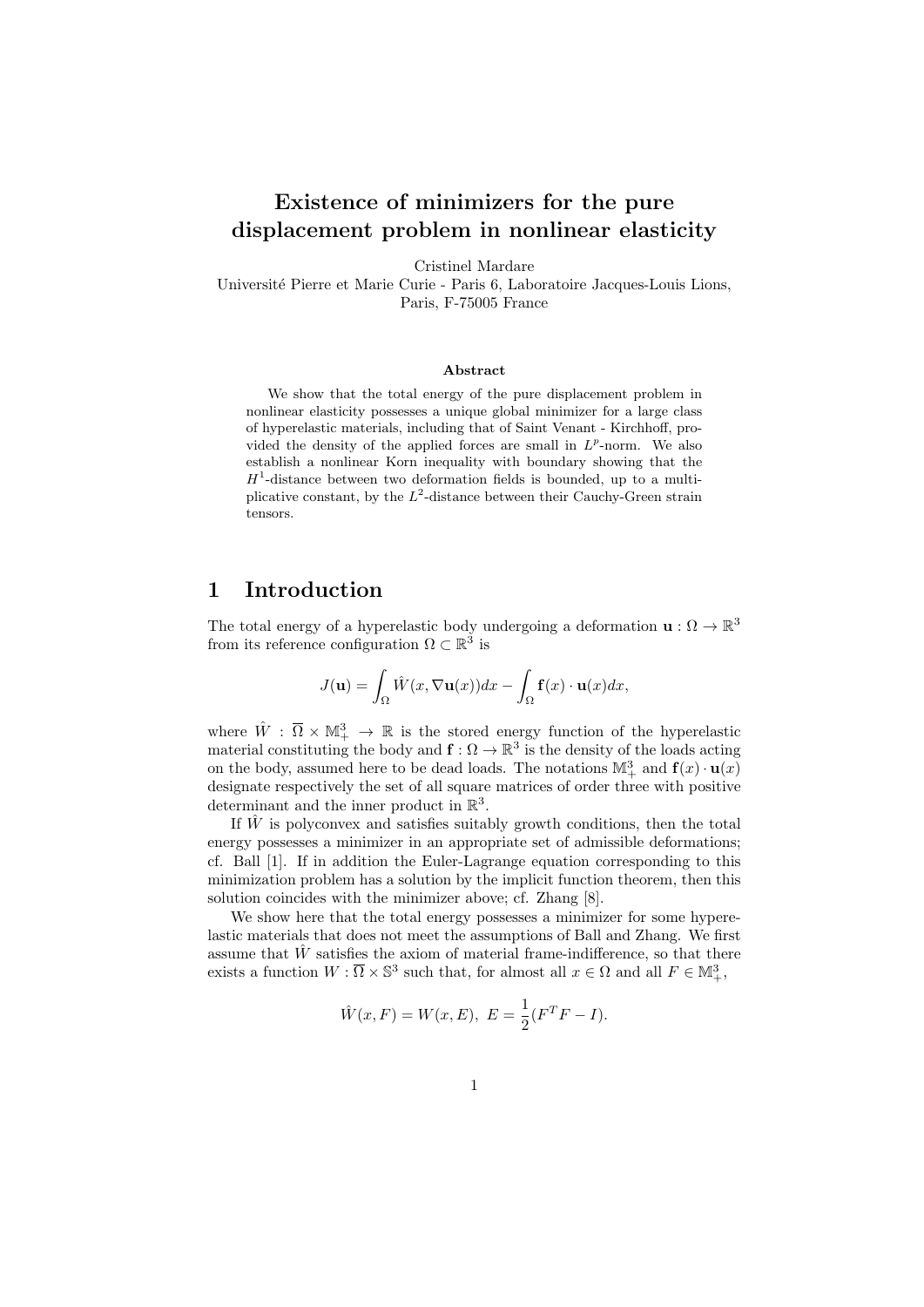# Existence of minimizers for the pure displacement problem in nonlinear elasticity

Cristinel Mardare
Université Pierre et Marie Curie - Paris 6, Laboratoire Jacques-Louis Lions, Paris, F-75005 France

### Abstract

We show that the total energy of the pure displacement problem in nonlinear elasticity possesses a unique global minimizer for a large class of hyperelastic materials, including that of Saint Venant - Kirchhoff, provided the density of the applied forces are small in $L^p$-norm. We also establish a nonlinear Korn inequality with boundary showing that the $H^1$-distance between two deformation fields is bounded, up to a multiplicative constant, by the $L^2$-distance between their Cauchy-Green strain tensors.

## 1 Introduction

The total energy of a hyperelastic body undergoing a deformation $\mathbf{u} : \Omega \to \mathbb{R}^3$ from its reference configuration $\Omega \subset \mathbb{R}^3$ is

$$J(\mathbf{u}) = \int_\Omega \hat{W}(x, \nabla \mathbf{u}(x))dx - \int_\Omega \mathbf{f}(x) \cdot \mathbf{u}(x)dx,$$

where $\hat{W} : \overline{\Omega} \times \mathbb{M}^3_+ \to \mathbb{R}$ is the stored energy function of the hyperelastic material constituting the body and $\mathbf{f} : \Omega \to \mathbb{R}^3$ is the density of the loads acting on the body, assumed here to be dead loads. The notations $\mathbb{M}^3_+$ and $\mathbf{f}(x) \cdot \mathbf{u}(x)$ designate respectively the set of all square matrices of order three with positive determinant and the inner product in $\mathbb{R}^3$.

If $\hat{W}$ is polyconvex and satisfies suitably growth conditions, then the total energy possesses a minimizer in an appropriate set of admissible deformations; cf. Ball [1]. If in addition the Euler-Lagrange equation corresponding to this minimization problem has a solution by the implicit function theorem, then this solution coincides with the minimizer above; cf. Zhang [8].

We show here that the total energy possesses a minimizer for some hyperelastic materials that does not meet the assumptions of Ball and Zhang. We first assume that $\hat{W}$ satisfies the axiom of material frame-indifference, so that there exists a function $W : \overline{\Omega} \times \mathbb{S}^3$ such that, for almost all $x \in \Omega$ and all $F \in \mathbb{M}^3_+$,

$$\hat{W}(x, F) = W(x, E), \ E = \frac{1}{2}(F^T F - I).$$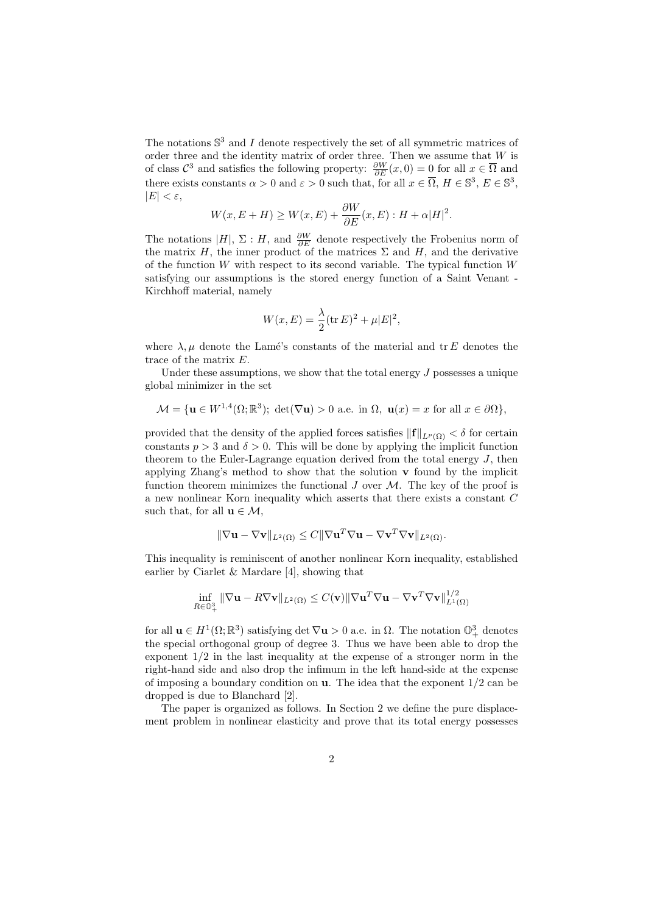The notations $\mathbb{S}^3$ and $I$ denote respectively the set of all symmetric matrices of order three and the identity matrix of order three. Then we assume that $W$ is of class $\mathcal{C}^3$ and satisfies the following property: $\frac{\partial W}{\partial E}(x, 0) = 0$ for all $x \in \overline{\Omega}$ and there exists constants $\alpha > 0$ and $\varepsilon > 0$ such that, for all $x \in \overline{\Omega}$, $H \in \mathbb{S}^3$, $E \in \mathbb{S}^3$, $|E| < \varepsilon$,

$$W(x, E + H) \geq W(x, E) + \frac{\partial W}{\partial E}(x, E) : H + \alpha |H|^2.$$

The notations $|H|$, $\Sigma : H$, and $\frac{\partial W}{\partial E}$ denote respectively the Frobenius norm of the matrix $H$, the inner product of the matrices $\Sigma$ and $H$, and the derivative of the function $W$ with respect to its second variable. The typical function $W$ satisfying our assumptions is the stored energy function of a Saint Venant - Kirchhoff material, namely

$$W(x, E) = \frac{\lambda}{2} (\operatorname{tr} E)^2 + \mu |E|^2,$$

where $\lambda, \mu$ denote the Lamé's constants of the material and $\operatorname{tr} E$ denotes the trace of the matrix $E$.

Under these assumptions, we show that the total energy $J$ possesses a unique global minimizer in the set

$$\mathcal{M} = \{ \mathbf{u} \in W^{1,4}(\Omega; \mathbb{R}^3);\ \det(\nabla \mathbf{u}) > 0 \text{ a.e. in } \Omega,\ \mathbf{u}(x) = x \text{ for all } x \in \partial\Omega \},$$

provided that the density of the applied forces satisfies $\|\mathbf{f}\|_{L^p(\Omega)} < \delta$ for certain constants $p > 3$ and $\delta > 0$. This will be done by applying the implicit function theorem to the Euler-Lagrange equation derived from the total energy $J$, then applying Zhang's method to show that the solution $\mathbf{v}$ found by the implicit function theorem minimizes the functional $J$ over $\mathcal{M}$. The key of the proof is a new nonlinear Korn inequality which asserts that there exists a constant $C$ such that, for all $\mathbf{u} \in \mathcal{M}$,

$$\|\nabla \mathbf{u} - \nabla \mathbf{v}\|_{L^2(\Omega)} \leq C \|\nabla \mathbf{u}^T \nabla \mathbf{u} - \nabla \mathbf{v}^T \nabla \mathbf{v}\|_{L^2(\Omega)}.$$

This inequality is reminiscent of another nonlinear Korn inequality, established earlier by Ciarlet & Mardare [4], showing that

$$\inf_{R \in \mathbb{O}^3_+} \|\nabla \mathbf{u} - R \nabla \mathbf{v}\|_{L^2(\Omega)} \leq C(\mathbf{v}) \|\nabla \mathbf{u}^T \nabla \mathbf{u} - \nabla \mathbf{v}^T \nabla \mathbf{v}\|^{1/2}_{L^1(\Omega)}$$

for all $\mathbf{u} \in H^1(\Omega; \mathbb{R}^3)$ satisfying $\det \nabla \mathbf{u} > 0$ a.e. in $\Omega$. The notation $\mathbb{O}^3_+$ denotes the special orthogonal group of degree 3. Thus we have been able to drop the exponent $1/2$ in the last inequality at the expense of a stronger norm in the right-hand side and also drop the infimum in the left hand-side at the expense of imposing a boundary condition on $\mathbf{u}$. The idea that the exponent $1/2$ can be dropped is due to Blanchard [2].

The paper is organized as follows. In Section 2 we define the pure displacement problem in nonlinear elasticity and prove that its total energy possesses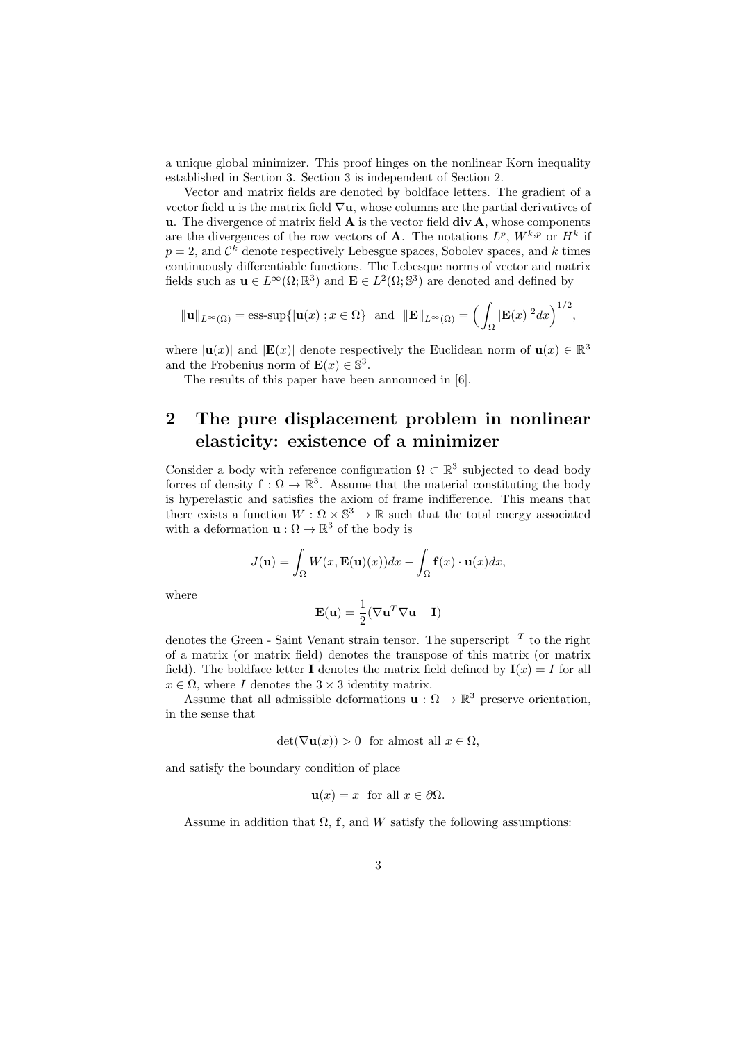a unique global minimizer. This proof hinges on the nonlinear Korn inequality established in Section 3. Section 3 is independent of Section 2.

Vector and matrix fields are denoted by boldface letters. The gradient of a vector field $\mathbf{u}$ is the matrix field $\nabla\mathbf{u}$, whose columns are the partial derivatives of $\mathbf{u}$. The divergence of matrix field $\mathbf{A}$ is the vector field $\mathbf{div}\,\mathbf{A}$, whose components are the divergences of the row vectors of $\mathbf{A}$. The notations $L^p$, $W^{k,p}$ or $H^k$ if $p = 2$, and $\mathcal{C}^k$ denote respectively Lebesgue spaces, Sobolev spaces, and $k$ times continuously differentiable functions. The Lebesque norms of vector and matrix fields such as $\mathbf{u} \in L^\infty(\Omega;\mathbb{R}^3)$ and $\mathbf{E} \in L^2(\Omega;\mathbb{S}^3)$ are denoted and defined by

$$\|\mathbf{u}\|_{L^\infty(\Omega)} = \text{ess-sup}\{|\mathbf{u}(x)|; x \in \Omega\} \;\text{ and }\; \|\mathbf{E}\|_{L^\infty(\Omega)} = \Big(\int_\Omega |\mathbf{E}(x)|^2 dx\Big)^{1/2},$$

where $|\mathbf{u}(x)|$ and $|\mathbf{E}(x)|$ denote respectively the Euclidean norm of $\mathbf{u}(x) \in \mathbb{R}^3$ and the Frobenius norm of $\mathbf{E}(x) \in \mathbb{S}^3$.

The results of this paper have been announced in [6].

## 2 The pure displacement problem in nonlinear elasticity: existence of a minimizer

Consider a body with reference configuration $\Omega \subset \mathbb{R}^3$ subjected to dead body forces of density $\mathbf{f} : \Omega \to \mathbb{R}^3$. Assume that the material constituting the body is hyperelastic and satisfies the axiom of frame indifference. This means that there exists a function $W : \overline{\Omega} \times \mathbb{S}^3 \to \mathbb{R}$ such that the total energy associated with a deformation $\mathbf{u} : \Omega \to \mathbb{R}^3$ of the body is

$$J(\mathbf{u}) = \int_\Omega W(x, \mathbf{E}(\mathbf{u})(x))dx - \int_\Omega \mathbf{f}(x) \cdot \mathbf{u}(x)dx,$$

where

$$\mathbf{E}(\mathbf{u}) = \frac{1}{2}(\nabla\mathbf{u}^T\nabla\mathbf{u} - \mathbf{I})$$

denotes the Green - Saint Venant strain tensor. The superscript $^T$ to the right of a matrix (or matrix field) denotes the transpose of this matrix (or matrix field). The boldface letter $\mathbf{I}$ denotes the matrix field defined by $\mathbf{I}(x) = I$ for all $x \in \Omega$, where $I$ denotes the $3 \times 3$ identity matrix.

Assume that all admissible deformations $\mathbf{u} : \Omega \to \mathbb{R}^3$ preserve orientation, in the sense that

$$\det(\nabla\mathbf{u}(x)) > 0 \;\text{ for almost all } x \in \Omega,$$

and satisfy the boundary condition of place

$$\mathbf{u}(x) = x \;\text{ for all } x \in \partial\Omega.$$

Assume in addition that $\Omega$, $\mathbf{f}$, and $W$ satisfy the following assumptions: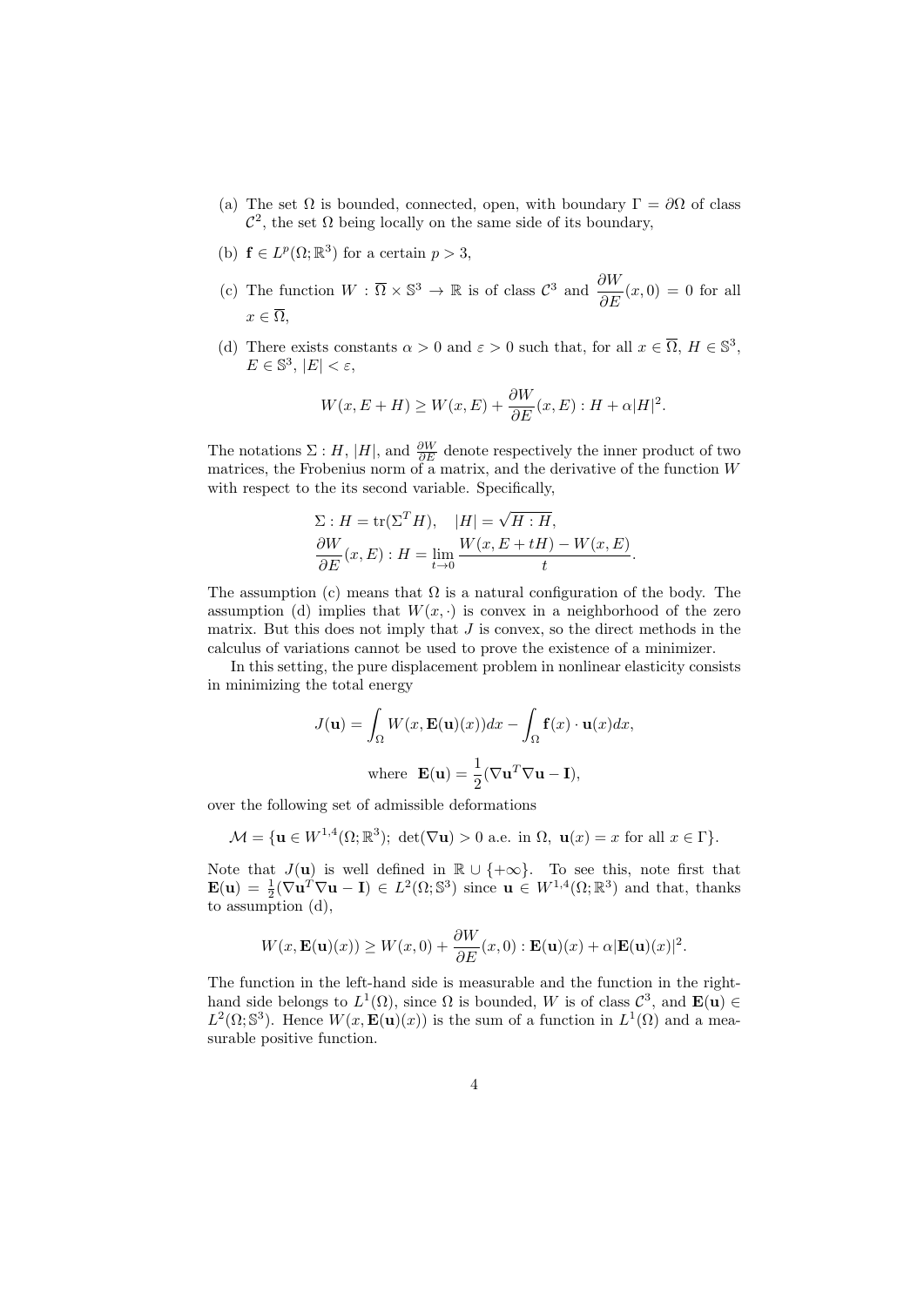(a) The set $\Omega$ is bounded, connected, open, with boundary $\Gamma = \partial\Omega$ of class $\mathcal{C}^2$, the set $\Omega$ being locally on the same side of its boundary,

(b) $\mathbf{f} \in L^p(\Omega; \mathbb{R}^3)$ for a certain $p > 3$,

(c) The function $W : \overline{\Omega} \times \mathbb{S}^3 \to \mathbb{R}$ is of class $\mathcal{C}^3$ and $\dfrac{\partial W}{\partial E}(x, 0) = 0$ for all $x \in \overline{\Omega}$,

(d) There exists constants $\alpha > 0$ and $\varepsilon > 0$ such that, for all $x \in \overline{\Omega}$, $H \in \mathbb{S}^3$, $E \in \mathbb{S}^3$, $|E| < \varepsilon$,

$$W(x, E + H) \geq W(x, E) + \frac{\partial W}{\partial E}(x, E) : H + \alpha |H|^2.$$

The notations $\Sigma : H$, $|H|$, and $\frac{\partial W}{\partial E}$ denote respectively the inner product of two matrices, the Frobenius norm of a matrix, and the derivative of the function $W$ with respect to the its second variable. Specifically,

$$\Sigma : H = \operatorname{tr}(\Sigma^T H), \quad |H| = \sqrt{H : H},$$
$$\frac{\partial W}{\partial E}(x, E) : H = \lim_{t \to 0} \frac{W(x, E + tH) - W(x, E)}{t}.$$

The assumption (c) means that $\Omega$ is a natural configuration of the body. The assumption (d) implies that $W(x, \cdot)$ is convex in a neighborhood of the zero matrix. But this does not imply that $J$ is convex, so the direct methods in the calculus of variations cannot be used to prove the existence of a minimizer.

In this setting, the pure displacement problem in nonlinear elasticity consists in minimizing the total energy

$$J(\mathbf{u}) = \int_\Omega W(x, \mathbf{E}(\mathbf{u})(x)) dx - \int_\Omega \mathbf{f}(x) \cdot \mathbf{u}(x) dx,$$
$$\text{where} \;\; \mathbf{E}(\mathbf{u}) = \frac{1}{2}(\nabla \mathbf{u}^T \nabla \mathbf{u} - \mathbf{I}),$$

over the following set of admissible deformations

$$\mathcal{M} = \{\mathbf{u} \in W^{1,4}(\Omega; \mathbb{R}^3);\; \det(\nabla \mathbf{u}) > 0 \text{ a.e. in } \Omega,\; \mathbf{u}(x) = x \text{ for all } x \in \Gamma\}.$$

Note that $J(\mathbf{u})$ is well defined in $\mathbb{R} \cup \{+\infty\}$. To see this, note first that $\mathbf{E}(\mathbf{u}) = \frac{1}{2}(\nabla \mathbf{u}^T \nabla \mathbf{u} - \mathbf{I}) \in L^2(\Omega; \mathbb{S}^3)$ since $\mathbf{u} \in W^{1,4}(\Omega; \mathbb{R}^3)$ and that, thanks to assumption (d),

$$W(x, \mathbf{E}(\mathbf{u})(x)) \geq W(x, 0) + \frac{\partial W}{\partial E}(x, 0) : \mathbf{E}(\mathbf{u})(x) + \alpha |\mathbf{E}(\mathbf{u})(x)|^2.$$

The function in the left-hand side is measurable and the function in the right-hand side belongs to $L^1(\Omega)$, since $\Omega$ is bounded, $W$ is of class $\mathcal{C}^3$, and $\mathbf{E}(\mathbf{u}) \in L^2(\Omega; \mathbb{S}^3)$. Hence $W(x, \mathbf{E}(\mathbf{u})(x))$ is the sum of a function in $L^1(\Omega)$ and a measurable positive function.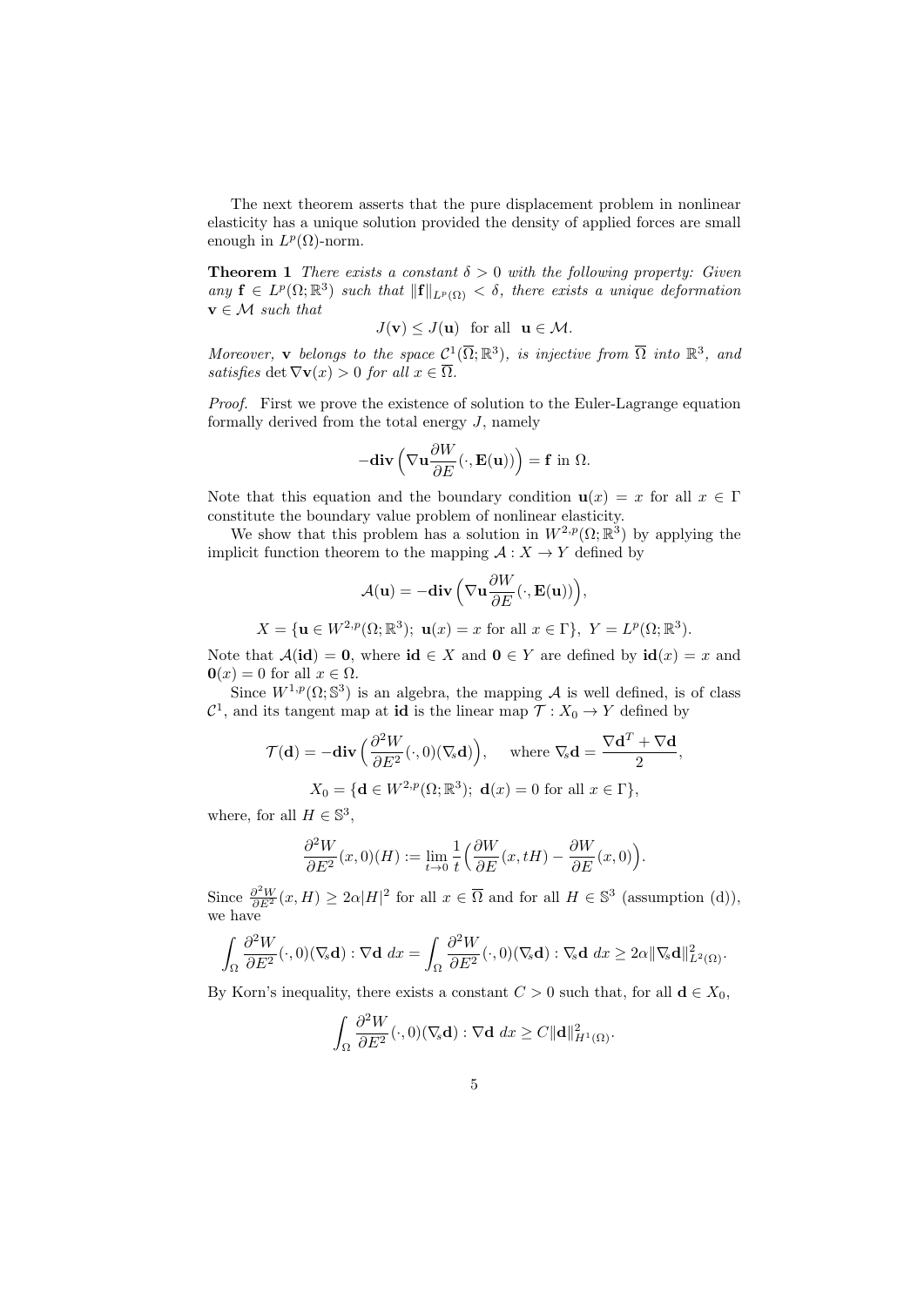The next theorem asserts that the pure displacement problem in nonlinear elasticity has a unique solution provided the density of applied forces are small enough in $L^p(\Omega)$-norm.

**Theorem 1** *There exists a constant $\delta > 0$ with the following property: Given any $\mathbf{f} \in L^p(\Omega; \mathbb{R}^3)$ such that $\|\mathbf{f}\|_{L^p(\Omega)} < \delta$, there exists a unique deformation $\mathbf{v} \in \mathcal{M}$ such that*

$$J(\mathbf{v}) \leq J(\mathbf{u}) \quad \text{for all} \quad \mathbf{u} \in \mathcal{M}.$$

*Moreover, $\mathbf{v}$ belongs to the space $\mathcal{C}^1(\overline{\Omega}; \mathbb{R}^3)$, is injective from $\overline{\Omega}$ into $\mathbb{R}^3$, and satisfies $\det \nabla \mathbf{v}(x) > 0$ for all $x \in \overline{\Omega}$.*

*Proof.* First we prove the existence of solution to the Euler-Lagrange equation formally derived from the total energy $J$, namely

$$-\mathbf{div}\Big(\nabla \mathbf{u} \frac{\partial W}{\partial E}(\cdot, \mathbf{E}(\mathbf{u}))\Big) = \mathbf{f} \text{ in } \Omega.$$

Note that this equation and the boundary condition $\mathbf{u}(x) = x$ for all $x \in \Gamma$ constitute the boundary value problem of nonlinear elasticity.

We show that this problem has a solution in $W^{2,p}(\Omega; \mathbb{R}^3)$ by applying the implicit function theorem to the mapping $\mathcal{A} : X \to Y$ defined by

$$\mathcal{A}(\mathbf{u}) = -\mathbf{div}\Big(\nabla \mathbf{u} \frac{\partial W}{\partial E}(\cdot, \mathbf{E}(\mathbf{u}))\Big),$$

$$X = \{\mathbf{u} \in W^{2,p}(\Omega; \mathbb{R}^3);\ \mathbf{u}(x) = x \text{ for all } x \in \Gamma\},\ Y = L^p(\Omega; \mathbb{R}^3).$$

Note that $\mathcal{A}(\mathbf{id}) = \mathbf{0}$, where $\mathbf{id} \in X$ and $\mathbf{0} \in Y$ are defined by $\mathbf{id}(x) = x$ and $\mathbf{0}(x) = 0$ for all $x \in \Omega$.

Since $W^{1,p}(\Omega; \mathbb{S}^3)$ is an algebra, the mapping $\mathcal{A}$ is well defined, is of class $\mathcal{C}^1$, and its tangent map at $\mathbf{id}$ is the linear map $\mathcal{T} : X_0 \to Y$ defined by

$$\mathcal{T}(\mathbf{d}) = -\mathbf{div}\Big(\frac{\partial^2 W}{\partial E^2}(\cdot, 0)(\nabla_s \mathbf{d})\Big), \quad \text{where } \nabla_s \mathbf{d} = \frac{\nabla \mathbf{d}^T + \nabla \mathbf{d}}{2},$$

$$X_0 = \{\mathbf{d} \in W^{2,p}(\Omega; \mathbb{R}^3);\ \mathbf{d}(x) = 0 \text{ for all } x \in \Gamma\},$$

where, for all $H \in \mathbb{S}^3$,

$$\frac{\partial^2 W}{\partial E^2}(x, 0)(H) := \lim_{t \to 0} \frac{1}{t}\Big(\frac{\partial W}{\partial E}(x, tH) - \frac{\partial W}{\partial E}(x, 0)\Big).$$

Since $\frac{\partial^2 W}{\partial E^2}(x, H) \geq 2\alpha |H|^2$ for all $x \in \overline{\Omega}$ and for all $H \in \mathbb{S}^3$ (assumption (d)), we have

$$\int_\Omega \frac{\partial^2 W}{\partial E^2}(\cdot, 0)(\nabla_s \mathbf{d}) : \nabla \mathbf{d}\ dx = \int_\Omega \frac{\partial^2 W}{\partial E^2}(\cdot, 0)(\nabla_s \mathbf{d}) : \nabla_s \mathbf{d}\ dx \geq 2\alpha \|\nabla_s \mathbf{d}\|^2_{L^2(\Omega)}.$$

By Korn's inequality, there exists a constant $C > 0$ such that, for all $\mathbf{d} \in X_0$,

$$\int_\Omega \frac{\partial^2 W}{\partial E^2}(\cdot, 0)(\nabla_s \mathbf{d}) : \nabla \mathbf{d}\ dx \geq C \|\mathbf{d}\|^2_{H^1(\Omega)}.$$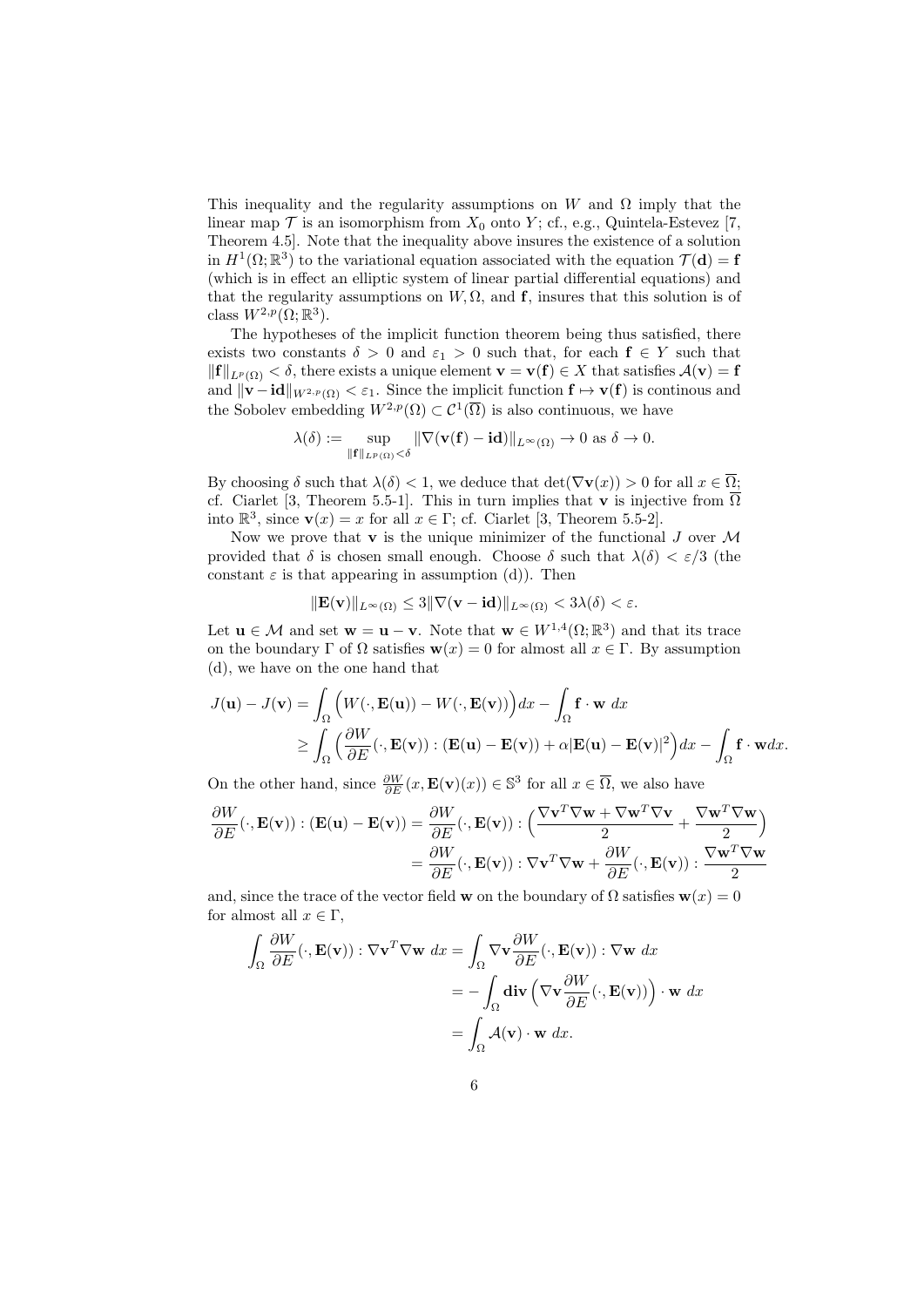This inequality and the regularity assumptions on $W$ and $\Omega$ imply that the linear map $\mathcal{T}$ is an isomorphism from $X_0$ onto $Y$; cf., e.g., Quintela-Estevez [7, Theorem 4.5]. Note that the inequality above insures the existence of a solution in $H^1(\Omega;\mathbb{R}^3)$ to the variational equation associated with the equation $\mathcal{T}(\mathbf{d}) = \mathbf{f}$ (which is in effect an elliptic system of linear partial differential equations) and that the regularity assumptions on $W, \Omega$, and $\mathbf{f}$, insures that this solution is of class $W^{2,p}(\Omega;\mathbb{R}^3)$.

The hypotheses of the implicit function theorem being thus satisfied, there exists two constants $\delta > 0$ and $\varepsilon_1 > 0$ such that, for each $\mathbf{f} \in Y$ such that $\|\mathbf{f}\|_{L^p(\Omega)} < \delta$, there exists a unique element $\mathbf{v} = \mathbf{v}(\mathbf{f}) \in X$ that satisfies $\mathcal{A}(\mathbf{v}) = \mathbf{f}$ and $\|\mathbf{v} - \mathbf{id}\|_{W^{2,p}(\Omega)} < \varepsilon_1$. Since the implicit function $\mathbf{f} \mapsto \mathbf{v}(\mathbf{f})$ is continous and the Sobolev embedding $W^{2,p}(\Omega) \subset \mathcal{C}^1(\overline{\Omega})$ is also continuous, we have

$$\lambda(\delta) := \sup_{\|\mathbf{f}\|_{L^p(\Omega)}<\delta} \|\nabla(\mathbf{v}(\mathbf{f}) - \mathbf{id})\|_{L^\infty(\Omega)} \to 0 \text{ as } \delta \to 0.$$

By choosing $\delta$ such that $\lambda(\delta) < 1$, we deduce that $\det(\nabla \mathbf{v}(x)) > 0$ for all $x \in \overline{\Omega}$; cf. Ciarlet [3, Theorem 5.5-1]. This in turn implies that $\mathbf{v}$ is injective from $\overline{\Omega}$ into $\mathbb{R}^3$, since $\mathbf{v}(x) = x$ for all $x \in \Gamma$; cf. Ciarlet [3, Theorem 5.5-2].

Now we prove that $\mathbf{v}$ is the unique minimizer of the functional $J$ over $\mathcal{M}$ provided that $\delta$ is chosen small enough. Choose $\delta$ such that $\lambda(\delta) < \varepsilon/3$ (the constant $\varepsilon$ is that appearing in assumption (d)). Then

$$\|\mathbf{E}(\mathbf{v})\|_{L^\infty(\Omega)} \le 3\|\nabla(\mathbf{v} - \mathbf{id})\|_{L^\infty(\Omega)} < 3\lambda(\delta) < \varepsilon.$$

Let $\mathbf{u} \in \mathcal{M}$ and set $\mathbf{w} = \mathbf{u} - \mathbf{v}$. Note that $\mathbf{w} \in W^{1,4}(\Omega;\mathbb{R}^3)$ and that its trace on the boundary $\Gamma$ of $\Omega$ satisfies $\mathbf{w}(x) = 0$ for almost all $x \in \Gamma$. By assumption (d), we have on the one hand that

$$\begin{aligned}
J(\mathbf{u}) - J(\mathbf{v}) &= \int_\Omega \Big(W(\cdot, \mathbf{E}(\mathbf{u})) - W(\cdot, \mathbf{E}(\mathbf{v}))\Big)dx - \int_\Omega \mathbf{f} \cdot \mathbf{w}\ dx \\
&\ge \int_\Omega \Big(\frac{\partial W}{\partial E}(\cdot, \mathbf{E}(\mathbf{v})) : (\mathbf{E}(\mathbf{u}) - \mathbf{E}(\mathbf{v})) + \alpha|\mathbf{E}(\mathbf{u}) - \mathbf{E}(\mathbf{v})|^2\Big)dx - \int_\Omega \mathbf{f} \cdot \mathbf{w} dx.
\end{aligned}$$

On the other hand, since $\frac{\partial W}{\partial E}(x, \mathbf{E}(\mathbf{v})(x)) \in \mathbb{S}^3$ for all $x \in \overline{\Omega}$, we also have

$$\begin{aligned}
\frac{\partial W}{\partial E}(\cdot, \mathbf{E}(\mathbf{v})) : (\mathbf{E}(\mathbf{u}) - \mathbf{E}(\mathbf{v})) &= \frac{\partial W}{\partial E}(\cdot, \mathbf{E}(\mathbf{v})) : \Big(\frac{\nabla \mathbf{v}^T \nabla \mathbf{w} + \nabla \mathbf{w}^T \nabla \mathbf{v}}{2} + \frac{\nabla \mathbf{w}^T \nabla \mathbf{w}}{2}\Big) \\
&= \frac{\partial W}{\partial E}(\cdot, \mathbf{E}(\mathbf{v})) : \nabla \mathbf{v}^T \nabla \mathbf{w} + \frac{\partial W}{\partial E}(\cdot, \mathbf{E}(\mathbf{v})) : \frac{\nabla \mathbf{w}^T \nabla \mathbf{w}}{2}
\end{aligned}$$

and, since the trace of the vector field $\mathbf{w}$ on the boundary of $\Omega$ satisfies $\mathbf{w}(x) = 0$ for almost all $x \in \Gamma$,

$$\begin{aligned}
\int_\Omega \frac{\partial W}{\partial E}(\cdot, \mathbf{E}(\mathbf{v})) : \nabla \mathbf{v}^T \nabla \mathbf{w}\ dx &= \int_\Omega \nabla \mathbf{v} \frac{\partial W}{\partial E}(\cdot, \mathbf{E}(\mathbf{v})) : \nabla \mathbf{w}\ dx \\
&= -\int_\Omega \mathbf{div}\Big(\nabla \mathbf{v} \frac{\partial W}{\partial E}(\cdot, \mathbf{E}(\mathbf{v}))\Big) \cdot \mathbf{w}\ dx \\
&= \int_\Omega \mathcal{A}(\mathbf{v}) \cdot \mathbf{w}\ dx.
\end{aligned}$$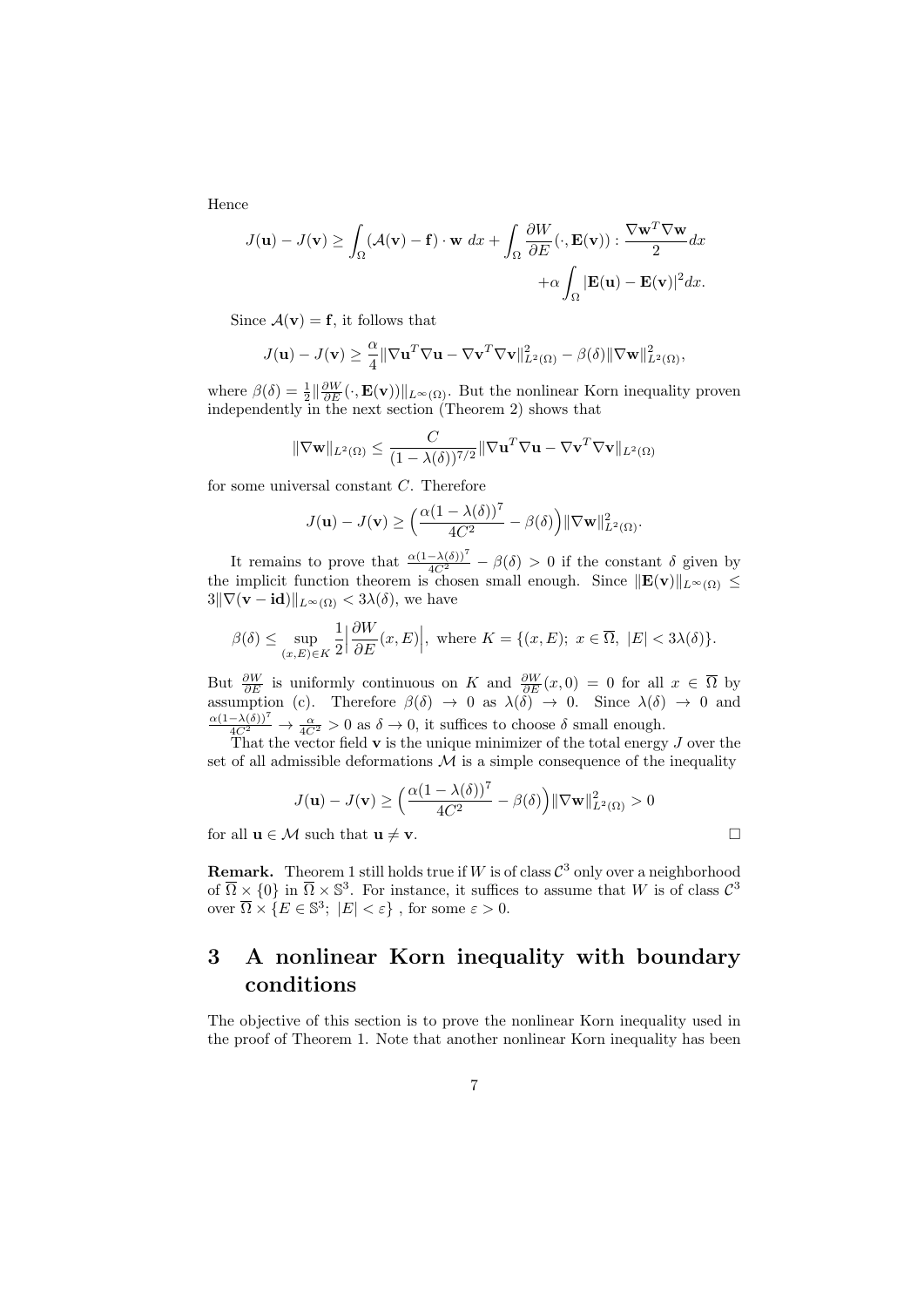Hence

$$J(\mathbf{u}) - J(\mathbf{v}) \geq \int_\Omega (\mathcal{A}(\mathbf{v}) - \mathbf{f}) \cdot \mathbf{w} \; dx + \int_\Omega \frac{\partial W}{\partial E}(\cdot, \mathbf{E}(\mathbf{v})) : \frac{\nabla \mathbf{w}^T \nabla \mathbf{w}}{2} dx$$
$$+ \alpha \int_\Omega |\mathbf{E}(\mathbf{u}) - \mathbf{E}(\mathbf{v})|^2 dx.$$

Since $\mathcal{A}(\mathbf{v}) = \mathbf{f}$, it follows that

$$J(\mathbf{u}) - J(\mathbf{v}) \geq \frac{\alpha}{4} \|\nabla \mathbf{u}^T \nabla \mathbf{u} - \nabla \mathbf{v}^T \nabla \mathbf{v}\|^2_{L^2(\Omega)} - \beta(\delta) \|\nabla \mathbf{w}\|^2_{L^2(\Omega)},$$

where $\beta(\delta) = \frac{1}{2} \|\frac{\partial W}{\partial E}(\cdot, \mathbf{E}(\mathbf{v}))\|_{L^\infty(\Omega)}$. But the nonlinear Korn inequality proven independently in the next section (Theorem 2) shows that

$$\|\nabla \mathbf{w}\|_{L^2(\Omega)} \leq \frac{C}{(1 - \lambda(\delta))^{7/2}} \|\nabla \mathbf{u}^T \nabla \mathbf{u} - \nabla \mathbf{v}^T \nabla \mathbf{v}\|_{L^2(\Omega)}$$

for some universal constant $C$. Therefore

$$J(\mathbf{u}) - J(\mathbf{v}) \geq \Big( \frac{\alpha (1 - \lambda(\delta))^7}{4C^2} - \beta(\delta) \Big) \|\nabla \mathbf{w}\|^2_{L^2(\Omega)}.$$

It remains to prove that $\frac{\alpha(1-\lambda(\delta))^7}{4C^2} - \beta(\delta) > 0$ if the constant $\delta$ given by the implicit function theorem is chosen small enough. Since $\|\mathbf{E}(\mathbf{v})\|_{L^\infty(\Omega)} \leq 3\|\nabla(\mathbf{v} - \mathbf{id})\|_{L^\infty(\Omega)} < 3\lambda(\delta)$, we have

$$\beta(\delta) \leq \sup_{(x,E) \in K} \frac{1}{2} \Big| \frac{\partial W}{\partial E}(x, E) \Big|, \text{ where } K = \{(x, E);\; x \in \overline{\Omega},\; |E| < 3\lambda(\delta)\}.$$

But $\frac{\partial W}{\partial E}$ is uniformly continuous on $K$ and $\frac{\partial W}{\partial E}(x, 0) = 0$ for all $x \in \overline{\Omega}$ by assumption (c). Therefore $\beta(\delta) \to 0$ as $\lambda(\delta) \to 0$. Since $\lambda(\delta) \to 0$ and $\frac{\alpha(1-\lambda(\delta))^7}{4C^2} \to \frac{\alpha}{4C^2} > 0$ as $\delta \to 0$, it suffices to choose $\delta$ small enough.

That the vector field $\mathbf{v}$ is the unique minimizer of the total energy $J$ over the set of all admissible deformations $\mathcal{M}$ is a simple consequence of the inequality

$$J(\mathbf{u}) - J(\mathbf{v}) \geq \Big( \frac{\alpha (1 - \lambda(\delta))^7}{4C^2} - \beta(\delta) \Big) \|\nabla \mathbf{w}\|^2_{L^2(\Omega)} > 0$$

for all $\mathbf{u} \in \mathcal{M}$ such that $\mathbf{u} \neq \mathbf{v}$. □

**Remark.** Theorem 1 still holds true if $W$ is of class $\mathcal{C}^3$ only over a neighborhood of $\overline{\Omega} \times \{0\}$ in $\overline{\Omega} \times \mathbb{S}^3$. For instance, it suffices to assume that $W$ is of class $\mathcal{C}^3$ over $\overline{\Omega} \times \{E \in \mathbb{S}^3;\; |E| < \varepsilon\}$ , for some $\varepsilon > 0$.

## 3 A nonlinear Korn inequality with boundary conditions

The objective of this section is to prove the nonlinear Korn inequality used in the proof of Theorem 1. Note that another nonlinear Korn inequality has been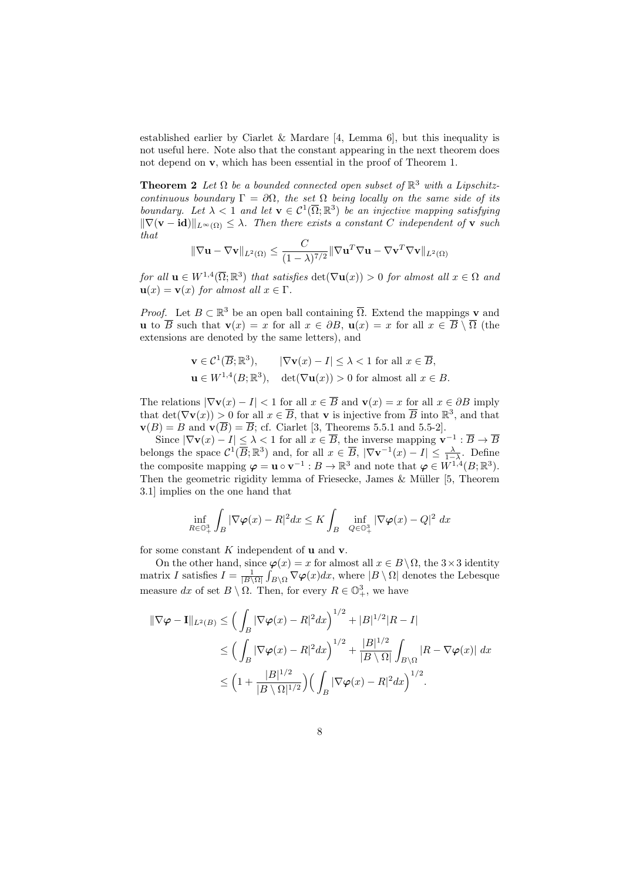established earlier by Ciarlet & Mardare [4, Lemma 6], but this inequality is not useful here. Note also that the constant appearing in the next theorem does not depend on $\mathbf{v}$, which has been essential in the proof of Theorem 1.

**Theorem 2** *Let $\Omega$ be a bounded connected open subset of $\mathbb{R}^3$ with a Lipschitz-continuous boundary $\Gamma = \partial\Omega$, the set $\Omega$ being locally on the same side of its boundary. Let $\lambda < 1$ and let $\mathbf{v} \in \mathcal{C}^1(\overline{\Omega}; \mathbb{R}^3)$ be an injective mapping satisfying $\|\nabla(\mathbf{v} - \mathbf{id})\|_{L^\infty(\Omega)} \leq \lambda$. Then there exists a constant $C$ independent of $\mathbf{v}$ such that*

$$\|\nabla\mathbf{u} - \nabla\mathbf{v}\|_{L^2(\Omega)} \leq \frac{C}{(1-\lambda)^{7/2}} \|\nabla\mathbf{u}^T\nabla\mathbf{u} - \nabla\mathbf{v}^T\nabla\mathbf{v}\|_{L^2(\Omega)}$$

*for all $\mathbf{u} \in W^{1,4}(\overline{\Omega}; \mathbb{R}^3)$ that satisfies $\det(\nabla\mathbf{u}(x)) > 0$ for almost all $x \in \Omega$ and $\mathbf{u}(x) = \mathbf{v}(x)$ for almost all $x \in \Gamma$.*

*Proof.* Let $B \subset \mathbb{R}^3$ be an open ball containing $\overline{\Omega}$. Extend the mappings $\mathbf{v}$ and $\mathbf{u}$ to $\overline{B}$ such that $\mathbf{v}(x) = x$ for all $x \in \partial B$, $\mathbf{u}(x) = x$ for all $x \in \overline{B} \setminus \overline{\Omega}$ (the extensions are denoted by the same letters), and

$$\begin{aligned}
&\mathbf{v} \in \mathcal{C}^1(\overline{B}; \mathbb{R}^3), \qquad |\nabla\mathbf{v}(x) - I| \leq \lambda < 1 \text{ for all } x \in \overline{B}, \\
&\mathbf{u} \in W^{1,4}(B; \mathbb{R}^3), \quad \det(\nabla\mathbf{u}(x)) > 0 \text{ for almost all } x \in B.
\end{aligned}$$

The relations $|\nabla\mathbf{v}(x) - I| < 1$ for all $x \in \overline{B}$ and $\mathbf{v}(x) = x$ for all $x \in \partial B$ imply that $\det(\nabla\mathbf{v}(x)) > 0$ for all $x \in \overline{B}$, that $\mathbf{v}$ is injective from $\overline{B}$ into $\mathbb{R}^3$, and that $\mathbf{v}(B) = B$ and $\mathbf{v}(\overline{B}) = \overline{B}$; cf. Ciarlet [3, Theorems 5.5.1 and 5.5-2].

Since $|\nabla\mathbf{v}(x) - I| \leq \lambda < 1$ for all $x \in \overline{B}$, the inverse mapping $\mathbf{v}^{-1} : \overline{B} \to \overline{B}$ belongs the space $\mathcal{C}^1(\overline{B}; \mathbb{R}^3)$ and, for all $x \in \overline{B}$, $|\nabla\mathbf{v}^{-1}(x) - I| \leq \frac{\lambda}{1-\lambda}$. Define the composite mapping $\boldsymbol{\varphi} = \mathbf{u} \circ \mathbf{v}^{-1} : B \to \mathbb{R}^3$ and note that $\boldsymbol{\varphi} \in W^{1,4}(B; \mathbb{R}^3)$. Then the geometric rigidity lemma of Friesecke, James & Müller [5, Theorem 3.1] implies on the one hand that

$$\inf_{R \in \mathbb{O}^3_+} \int_B |\nabla\boldsymbol{\varphi}(x) - R|^2 dx \leq K \int_B \inf_{Q \in \mathbb{O}^3_+} |\nabla\boldsymbol{\varphi}(x) - Q|^2 \, dx$$

for some constant $K$ independent of $\mathbf{u}$ and $\mathbf{v}$.

On the other hand, since $\boldsymbol{\varphi}(x) = x$ for almost all $x \in B \setminus \Omega$, the $3 \times 3$ identity matrix $I$ satisfies $I = \frac{1}{|B \setminus \Omega|} \int_{B \setminus \Omega} \nabla\boldsymbol{\varphi}(x) dx$, where $|B \setminus \Omega|$ denotes the Lebesque measure $dx$ of set $B \setminus \Omega$. Then, for every $R \in \mathbb{O}^3_+$, we have

$$\begin{aligned}
\|\nabla\boldsymbol{\varphi} - \mathbf{I}\|_{L^2(B)} &\leq \Big( \int_B |\nabla\boldsymbol{\varphi}(x) - R|^2 dx \Big)^{1/2} + |B|^{1/2} |R - I| \\
&\leq \Big( \int_B |\nabla\boldsymbol{\varphi}(x) - R|^2 dx \Big)^{1/2} + \frac{|B|^{1/2}}{|B \setminus \Omega|} \int_{B \setminus \Omega} |R - \nabla\boldsymbol{\varphi}(x)| \, dx \\
&\leq \Big( 1 + \frac{|B|^{1/2}}{|B \setminus \Omega|^{1/2}} \Big) \Big( \int_B |\nabla\boldsymbol{\varphi}(x) - R|^2 dx \Big)^{1/2}.
\end{aligned}$$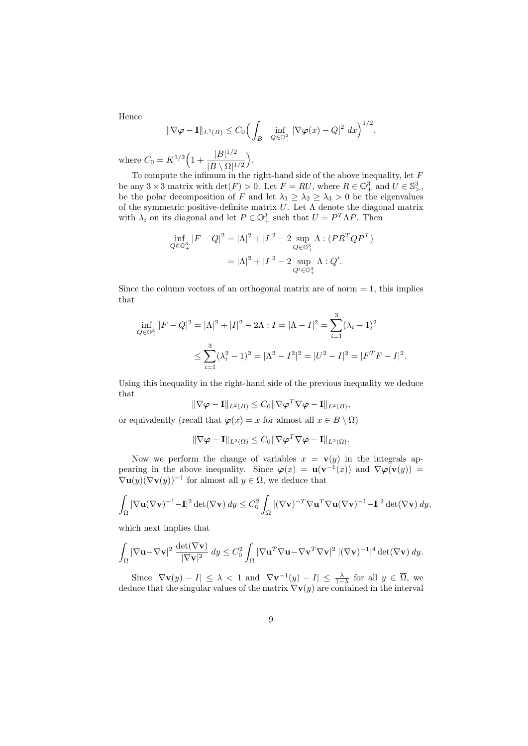Hence

$$\|\nabla\boldsymbol{\varphi} - \mathbf{I}\|_{L^2(B)} \leq C_0\Big(\int_B \inf_{Q\in\mathbb{O}^3_+} |\nabla\boldsymbol{\varphi}(x) - Q|^2\, dx\Big)^{1/2},$$

where $C_0 = K^{1/2}\Big(1 + \dfrac{|B|^{1/2}}{|B\setminus\Omega|^{1/2}}\Big)$.

To compute the infimum in the right-hand side of the above inequality, let $F$ be any $3\times 3$ matrix with $\det(F) > 0$. Let $F = RU$, where $R\in\mathbb{O}^3_+$ and $U\in\mathbb{S}^3_>$, be the polar decomposition of $F$ and let $\lambda_1 \geq \lambda_2 \geq \lambda_3 > 0$ be the eigenvalues of the symmetric positive-definite matrix $U$. Let $\Lambda$ denote the diagonal matrix with $\lambda_i$ on its diagonal and let $P\in\mathbb{O}^3_+$ such that $U = P^T\Lambda P$. Then

$$\begin{aligned}
\inf_{Q\in\mathbb{O}^3_+} |F - Q|^2 &= |\Lambda|^2 + |I|^2 - 2\sup_{Q\in\mathbb{O}^3_+} \Lambda : (PR^TQP^T)\\
&= |\Lambda|^2 + |I|^2 - 2\sup_{Q'\in\mathbb{O}^3_+} \Lambda : Q'.
\end{aligned}$$

Since the column vectors of an orthogonal matrix are of norm $= 1$, this implies that

$$\begin{aligned}
\inf_{Q\in\mathbb{O}^3_+} |F - Q|^2 &= |\Lambda|^2 + |I|^2 - 2\Lambda : I = |\Lambda - I|^2 = \sum_{i=1}^3 (\lambda_i - 1)^2\\
&\leq \sum_{i=1}^3 (\lambda_i^2 - 1)^2 = |\Lambda^2 - I^2|^2 = |U^2 - I|^2 = |F^TF - I|^2.
\end{aligned}$$

Using this inequality in the right-hand side of the previous inequality we deduce that

$$\|\nabla\boldsymbol{\varphi} - \mathbf{I}\|_{L^2(B)} \leq C_0\|\nabla\boldsymbol{\varphi}^T\nabla\boldsymbol{\varphi} - \mathbf{I}\|_{L^2(B)},$$

or equivalently (recall that $\boldsymbol{\varphi}(x) = x$ for almost all $x\in B\setminus\Omega$)

$$\|\nabla\boldsymbol{\varphi} - \mathbf{I}\|_{L^2(\Omega)} \leq C_0\|\nabla\boldsymbol{\varphi}^T\nabla\boldsymbol{\varphi} - \mathbf{I}\|_{L^2(\Omega)}.$$

Now we perform the change of variables $x = \mathbf{v}(y)$ in the integrals appearing in the above inequality. Since $\boldsymbol{\varphi}(x) = \mathbf{u}(\mathbf{v}^{-1}(x))$ and $\nabla\boldsymbol{\varphi}(\mathbf{v}(y)) = \nabla\mathbf{u}(y)(\nabla\mathbf{v}(y))^{-1}$ for almost all $y\in\Omega$, we deduce that

$$\int_\Omega |\nabla\mathbf{u}(\nabla\mathbf{v})^{-1} - \mathbf{I}|^2\det(\nabla\mathbf{v})\,dy \leq C_0^2\int_\Omega |(\nabla\mathbf{v})^{-T}\nabla\mathbf{u}^T\nabla\mathbf{u}(\nabla\mathbf{v})^{-1} - \mathbf{I}|^2\det(\nabla\mathbf{v})\,dy,$$

which next implies that

$$\int_\Omega |\nabla\mathbf{u} - \nabla\mathbf{v}|^2\,\frac{\det(\nabla\mathbf{v})}{|\nabla\mathbf{v}|^2}\,dy \leq C_0^2\int_\Omega |\nabla\mathbf{u}^T\nabla\mathbf{u} - \nabla\mathbf{v}^T\nabla\mathbf{v}|^2\,|(\nabla\mathbf{v})^{-1}|^4\det(\nabla\mathbf{v})\,dy.$$

Since $|\nabla\mathbf{v}(y) - I| \leq \lambda < 1$ and $|\nabla\mathbf{v}^{-1}(y) - I| \leq \frac{\lambda}{1-\lambda}$ for all $y\in\overline{\Omega}$, we deduce that the singular values of the matrix $\nabla\mathbf{v}(y)$ are contained in the interval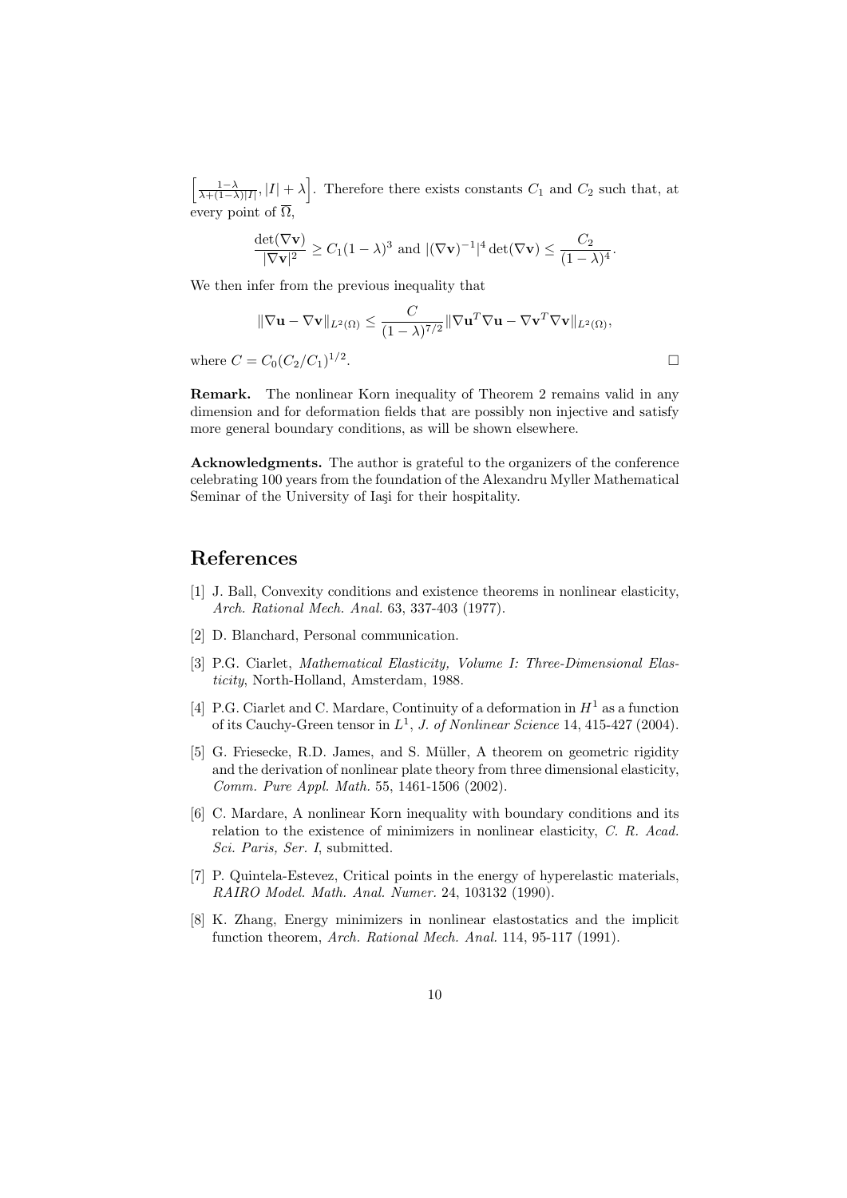$\left[\frac{1-\lambda}{\lambda+(1-\lambda)|I|}, |I|+\lambda\right]$. Therefore there exists constants $C_1$ and $C_2$ such that, at every point of $\overline{\Omega}$,

$$\frac{\det(\nabla \mathbf{v})}{|\nabla \mathbf{v}|^2} \geq C_1(1-\lambda)^3 \text{ and } |(\nabla \mathbf{v})^{-1}|^4 \det(\nabla \mathbf{v}) \leq \frac{C_2}{(1-\lambda)^4}.$$

We then infer from the previous inequality that

$$\|\nabla \mathbf{u} - \nabla \mathbf{v}\|_{L^2(\Omega)} \leq \frac{C}{(1-\lambda)^{7/2}} \|\nabla \mathbf{u}^T \nabla \mathbf{u} - \nabla \mathbf{v}^T \nabla \mathbf{v}\|_{L^2(\Omega)},$$

where $C = C_0(C_2/C_1)^{1/2}$. □

**Remark.** The nonlinear Korn inequality of Theorem 2 remains valid in any dimension and for deformation fields that are possibly non injective and satisfy more general boundary conditions, as will be shown elsewhere.

**Acknowledgments.** The author is grateful to the organizers of the conference celebrating 100 years from the foundation of the Alexandru Myller Mathematical Seminar of the University of Iaşi for their hospitality.

# References

[1] J. Ball, Convexity conditions and existence theorems in nonlinear elasticity, *Arch. Rational Mech. Anal.* 63, 337-403 (1977).

[2] D. Blanchard, Personal communication.

[3] P.G. Ciarlet, *Mathematical Elasticity, Volume I: Three-Dimensional Elasticity*, North-Holland, Amsterdam, 1988.

[4] P.G. Ciarlet and C. Mardare, Continuity of a deformation in $H^1$ as a function of its Cauchy-Green tensor in $L^1$, *J. of Nonlinear Science* 14, 415-427 (2004).

[5] G. Friesecke, R.D. James, and S. Müller, A theorem on geometric rigidity and the derivation of nonlinear plate theory from three dimensional elasticity, *Comm. Pure Appl. Math.* 55, 1461-1506 (2002).

[6] C. Mardare, A nonlinear Korn inequality with boundary conditions and its relation to the existence of minimizers in nonlinear elasticity, *C. R. Acad. Sci. Paris, Ser. I*, submitted.

[7] P. Quintela-Estevez, Critical points in the energy of hyperelastic materials, *RAIRO Model. Math. Anal. Numer.* 24, 103132 (1990).

[8] K. Zhang, Energy minimizers in nonlinear elastostatics and the implicit function theorem, *Arch. Rational Mech. Anal.* 114, 95-117 (1991).